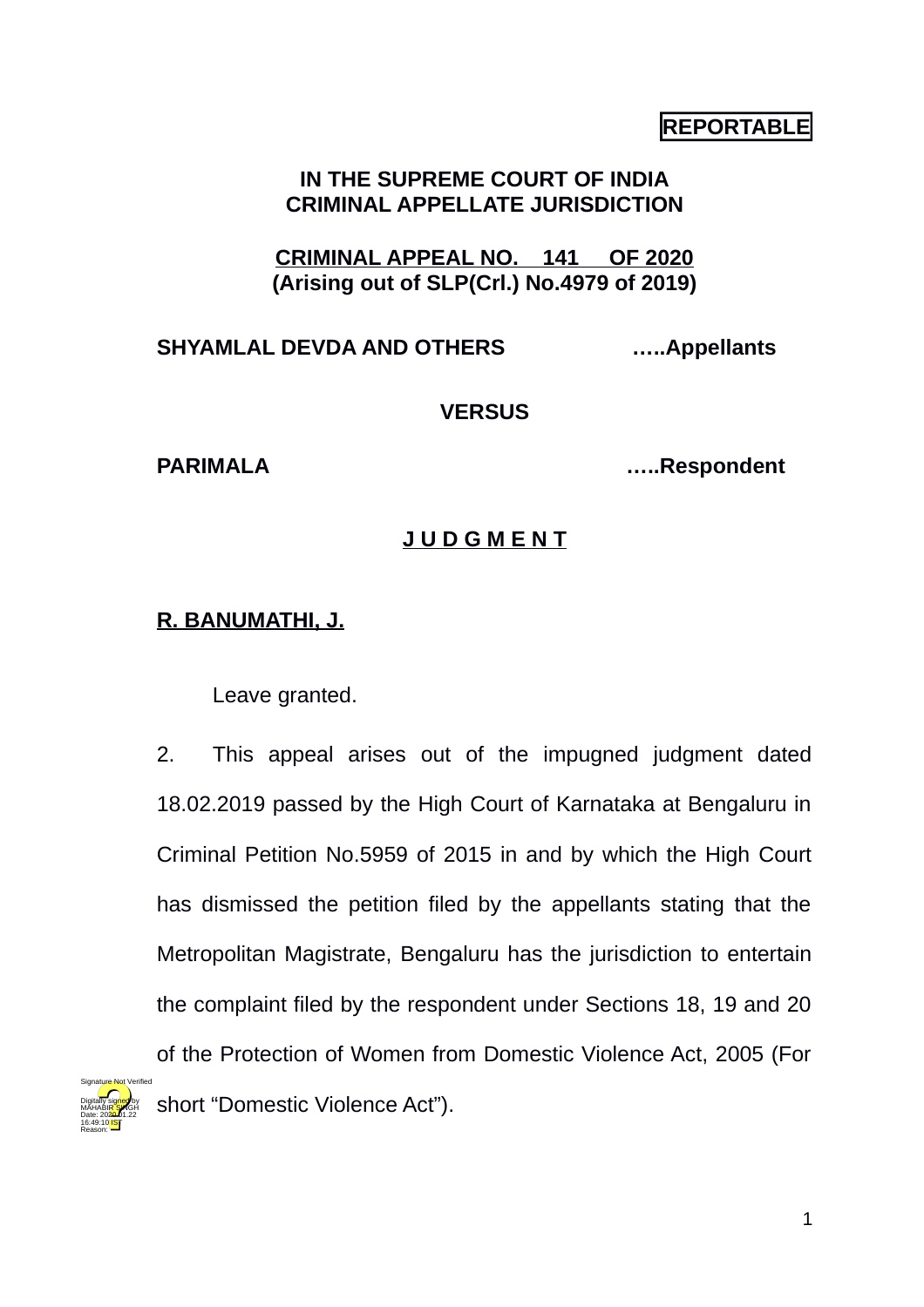**REPORTABLE**

**IN THE SUPREME COURT OF INDIA**
**CRIMINAL APPELLATE JURISDICTION**

**CRIMINAL APPEAL NO. 141 OF 2020**
**(Arising out of SLP(Crl.) No.4979 of 2019)**

**SHYAMLAL DEVDA AND OTHERS** …..Appellants

**VERSUS**

**PARIMALA** …..Respondent

**J U D G M E N T**

**R. BANUMATHI, J.**

Leave granted.

2. This appeal arises out of the impugned judgment dated 18.02.2019 passed by the High Court of Karnataka at Bengaluru in Criminal Petition No.5959 of 2015 in and by which the High Court has dismissed the petition filed by the appellants stating that the Metropolitan Magistrate, Bengaluru has the jurisdiction to entertain the complaint filed by the respondent under Sections 18, 19 and 20 of the Protection of Women from Domestic Violence Act, 2005 (For short "Domestic Violence Act").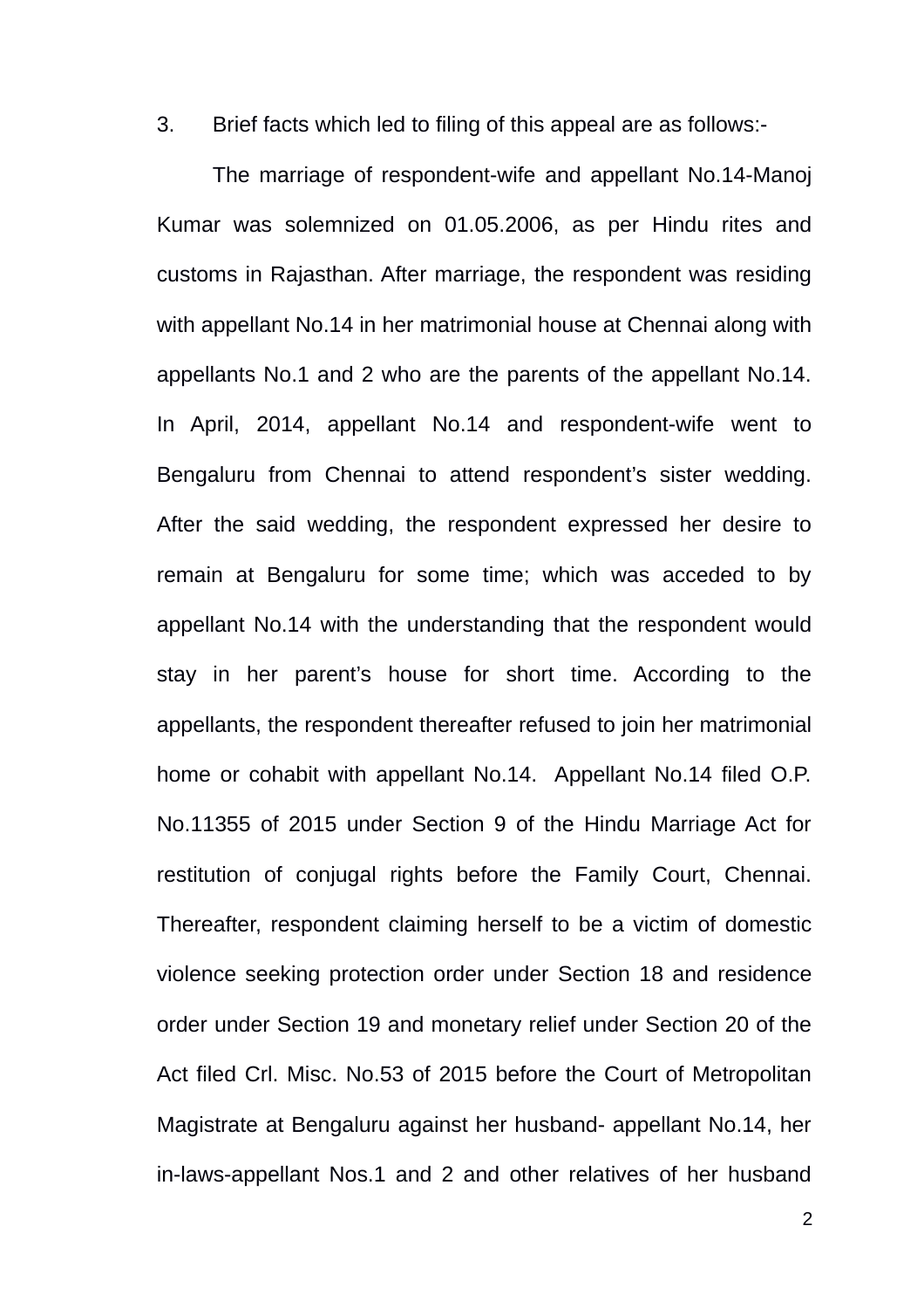3. Brief facts which led to filing of this appeal are as follows:-

The marriage of respondent-wife and appellant No.14-Manoj Kumar was solemnized on 01.05.2006, as per Hindu rites and customs in Rajasthan. After marriage, the respondent was residing with appellant No.14 in her matrimonial house at Chennai along with appellants No.1 and 2 who are the parents of the appellant No.14. In April, 2014, appellant No.14 and respondent-wife went to Bengaluru from Chennai to attend respondent's sister wedding. After the said wedding, the respondent expressed her desire to remain at Bengaluru for some time; which was acceded to by appellant No.14 with the understanding that the respondent would stay in her parent's house for short time. According to the appellants, the respondent thereafter refused to join her matrimonial home or cohabit with appellant No.14. Appellant No.14 filed O.P. No.11355 of 2015 under Section 9 of the Hindu Marriage Act for restitution of conjugal rights before the Family Court, Chennai. Thereafter, respondent claiming herself to be a victim of domestic violence seeking protection order under Section 18 and residence order under Section 19 and monetary relief under Section 20 of the Act filed Crl. Misc. No.53 of 2015 before the Court of Metropolitan Magistrate at Bengaluru against her husband- appellant No.14, her in-laws-appellant Nos.1 and 2 and other relatives of her husband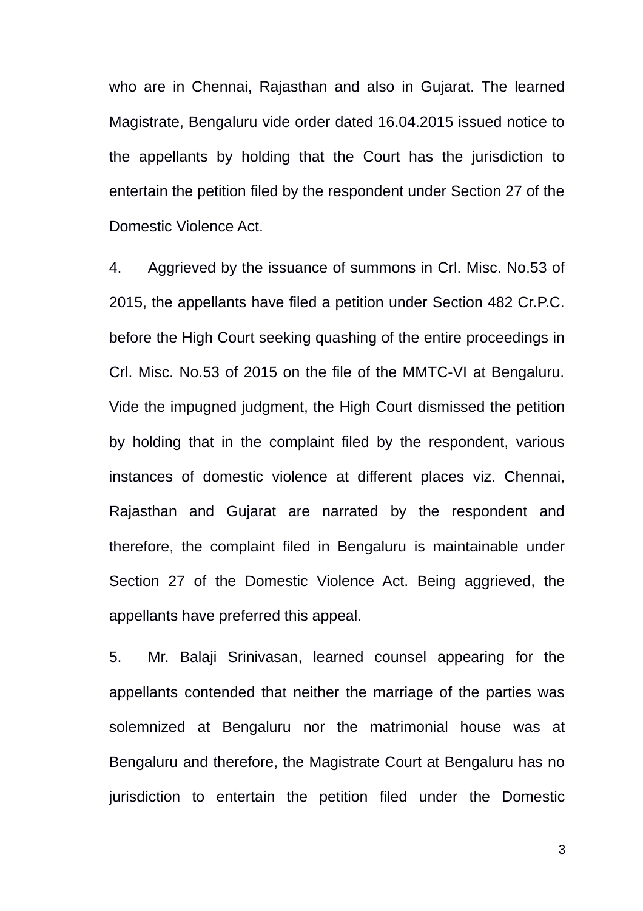who are in Chennai, Rajasthan and also in Gujarat. The learned Magistrate, Bengaluru vide order dated 16.04.2015 issued notice to the appellants by holding that the Court has the jurisdiction to entertain the petition filed by the respondent under Section 27 of the Domestic Violence Act.

4. Aggrieved by the issuance of summons in Crl. Misc. No.53 of 2015, the appellants have filed a petition under Section 482 Cr.P.C. before the High Court seeking quashing of the entire proceedings in Crl. Misc. No.53 of 2015 on the file of the MMTC-VI at Bengaluru. Vide the impugned judgment, the High Court dismissed the petition by holding that in the complaint filed by the respondent, various instances of domestic violence at different places viz. Chennai, Rajasthan and Gujarat are narrated by the respondent and therefore, the complaint filed in Bengaluru is maintainable under Section 27 of the Domestic Violence Act. Being aggrieved, the appellants have preferred this appeal.

5. Mr. Balaji Srinivasan, learned counsel appearing for the appellants contended that neither the marriage of the parties was solemnized at Bengaluru nor the matrimonial house was at Bengaluru and therefore, the Magistrate Court at Bengaluru has no jurisdiction to entertain the petition filed under the Domestic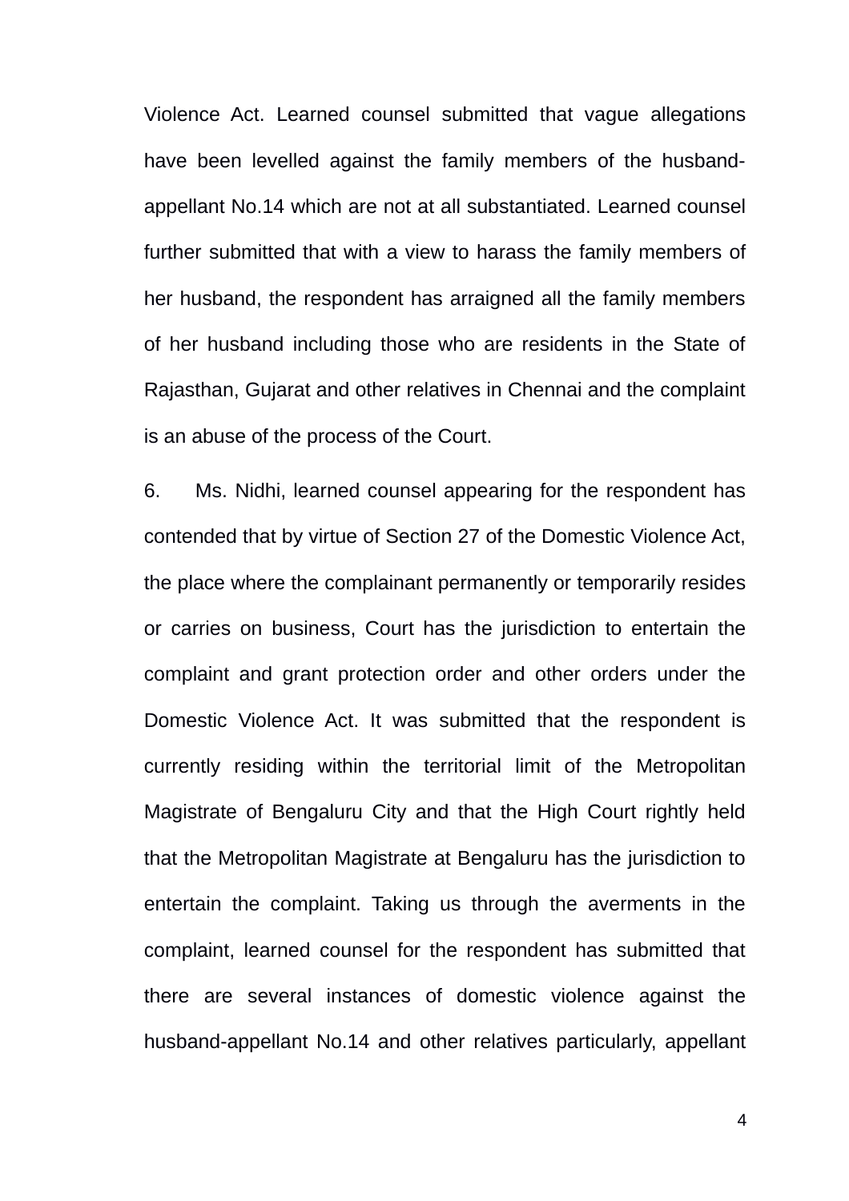Violence Act. Learned counsel submitted that vague allegations have been levelled against the family members of the husband-appellant No.14 which are not at all substantiated. Learned counsel further submitted that with a view to harass the family members of her husband, the respondent has arraigned all the family members of her husband including those who are residents in the State of Rajasthan, Gujarat and other relatives in Chennai and the complaint is an abuse of the process of the Court.

6. Ms. Nidhi, learned counsel appearing for the respondent has contended that by virtue of Section 27 of the Domestic Violence Act, the place where the complainant permanently or temporarily resides or carries on business, Court has the jurisdiction to entertain the complaint and grant protection order and other orders under the Domestic Violence Act. It was submitted that the respondent is currently residing within the territorial limit of the Metropolitan Magistrate of Bengaluru City and that the High Court rightly held that the Metropolitan Magistrate at Bengaluru has the jurisdiction to entertain the complaint. Taking us through the averments in the complaint, learned counsel for the respondent has submitted that there are several instances of domestic violence against the husband-appellant No.14 and other relatives particularly, appellant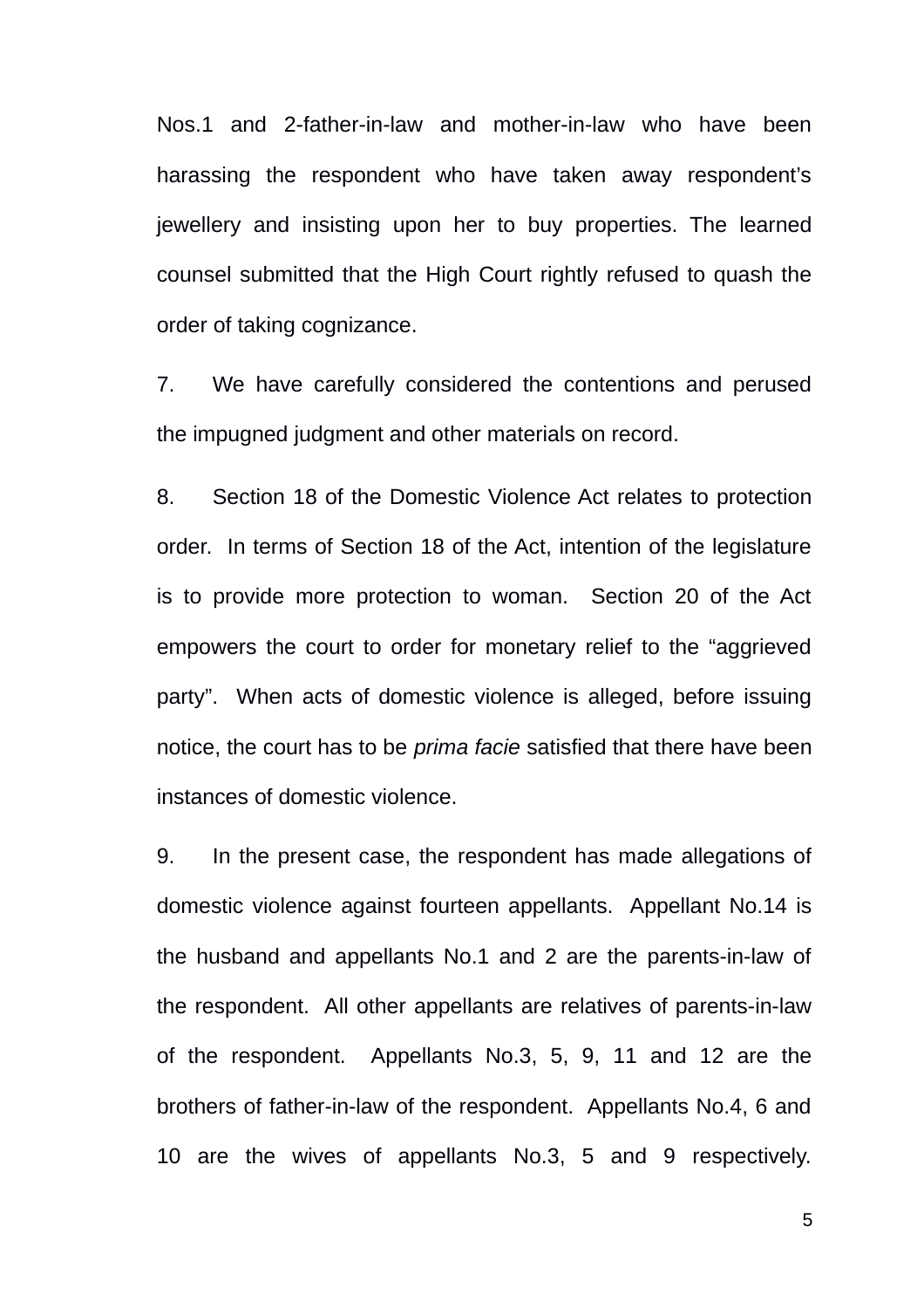Nos.1 and 2-father-in-law and mother-in-law who have been harassing the respondent who have taken away respondent's jewellery and insisting upon her to buy properties. The learned counsel submitted that the High Court rightly refused to quash the order of taking cognizance.

7. We have carefully considered the contentions and perused the impugned judgment and other materials on record.

8. Section 18 of the Domestic Violence Act relates to protection order. In terms of Section 18 of the Act, intention of the legislature is to provide more protection to woman. Section 20 of the Act empowers the court to order for monetary relief to the "aggrieved party". When acts of domestic violence is alleged, before issuing notice, the court has to be *prima facie* satisfied that there have been instances of domestic violence.

9. In the present case, the respondent has made allegations of domestic violence against fourteen appellants. Appellant No.14 is the husband and appellants No.1 and 2 are the parents-in-law of the respondent. All other appellants are relatives of parents-in-law of the respondent. Appellants No.3, 5, 9, 11 and 12 are the brothers of father-in-law of the respondent. Appellants No.4, 6 and 10 are the wives of appellants No.3, 5 and 9 respectively.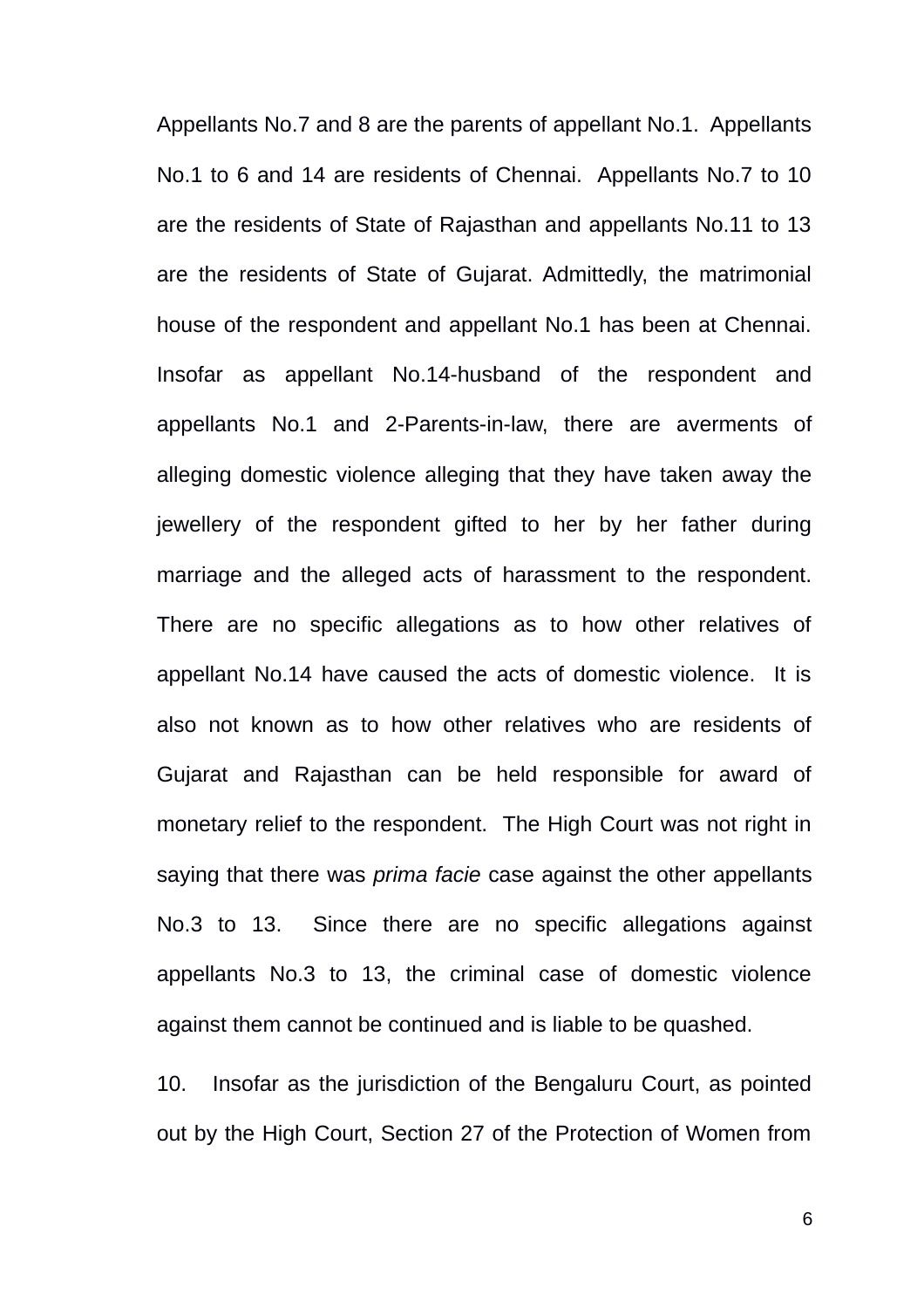Appellants No.7 and 8 are the parents of appellant No.1. Appellants No.1 to 6 and 14 are residents of Chennai. Appellants No.7 to 10 are the residents of State of Rajasthan and appellants No.11 to 13 are the residents of State of Gujarat. Admittedly, the matrimonial house of the respondent and appellant No.1 has been at Chennai. Insofar as appellant No.14-husband of the respondent and appellants No.1 and 2-Parents-in-law, there are averments of alleging domestic violence alleging that they have taken away the jewellery of the respondent gifted to her by her father during marriage and the alleged acts of harassment to the respondent. There are no specific allegations as to how other relatives of appellant No.14 have caused the acts of domestic violence. It is also not known as to how other relatives who are residents of Gujarat and Rajasthan can be held responsible for award of monetary relief to the respondent. The High Court was not right in saying that there was *prima facie* case against the other appellants No.3 to 13. Since there are no specific allegations against appellants No.3 to 13, the criminal case of domestic violence against them cannot be continued and is liable to be quashed.

10. Insofar as the jurisdiction of the Bengaluru Court, as pointed out by the High Court, Section 27 of the Protection of Women from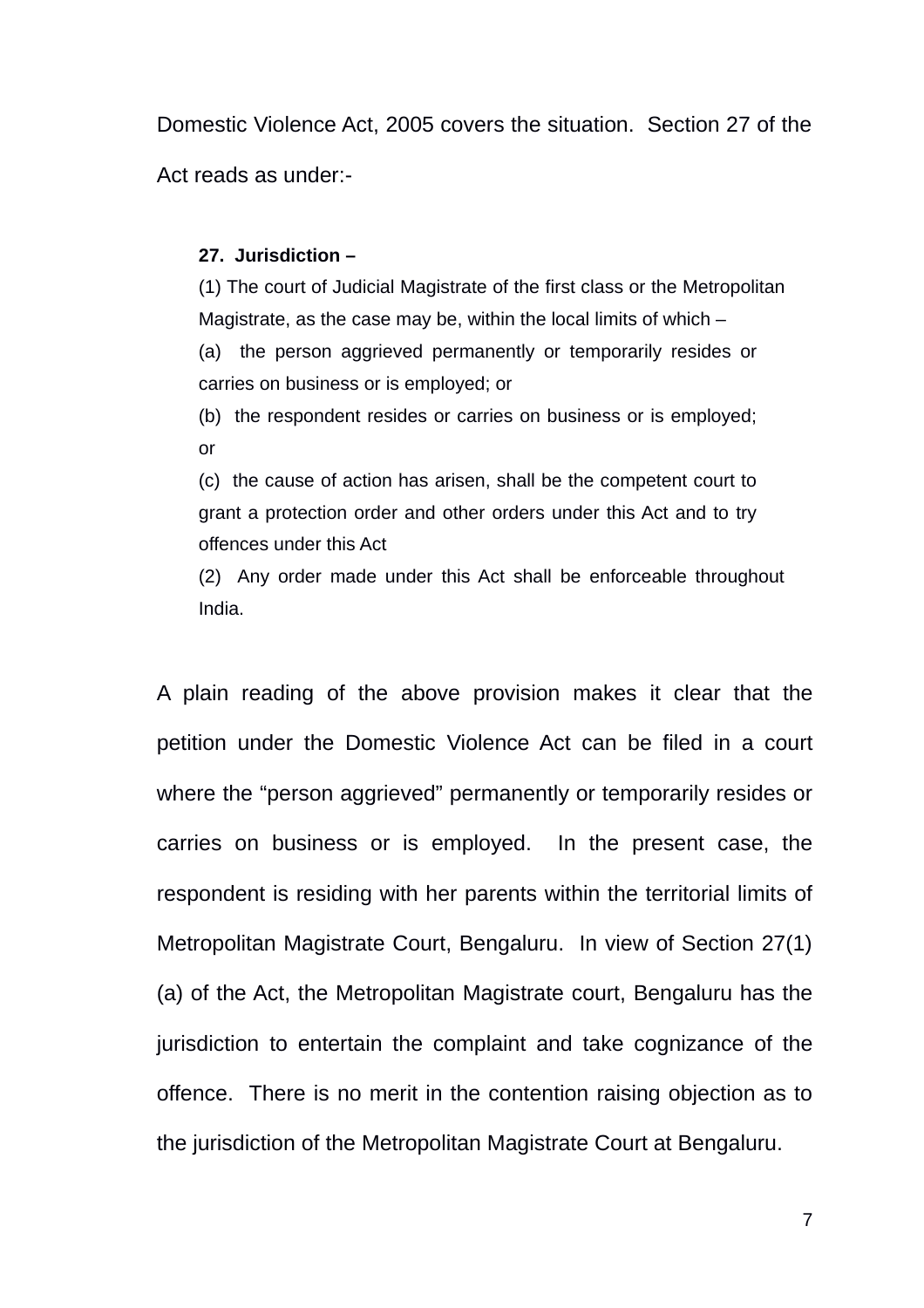Domestic Violence Act, 2005 covers the situation. Section 27 of the Act reads as under:-

> **27. Jurisdiction –**
>
> (1) The court of Judicial Magistrate of the first class or the Metropolitan Magistrate, as the case may be, within the local limits of which –
>
> (a) the person aggrieved permanently or temporarily resides or carries on business or is employed; or
>
> (b) the respondent resides or carries on business or is employed; or
>
> (c) the cause of action has arisen, shall be the competent court to grant a protection order and other orders under this Act and to try offences under this Act
>
> (2) Any order made under this Act shall be enforceable throughout India.

A plain reading of the above provision makes it clear that the petition under the Domestic Violence Act can be filed in a court where the "person aggrieved" permanently or temporarily resides or carries on business or is employed. In the present case, the respondent is residing with her parents within the territorial limits of Metropolitan Magistrate Court, Bengaluru. In view of Section 27(1)(a) of the Act, the Metropolitan Magistrate court, Bengaluru has the jurisdiction to entertain the complaint and take cognizance of the offence. There is no merit in the contention raising objection as to the jurisdiction of the Metropolitan Magistrate Court at Bengaluru.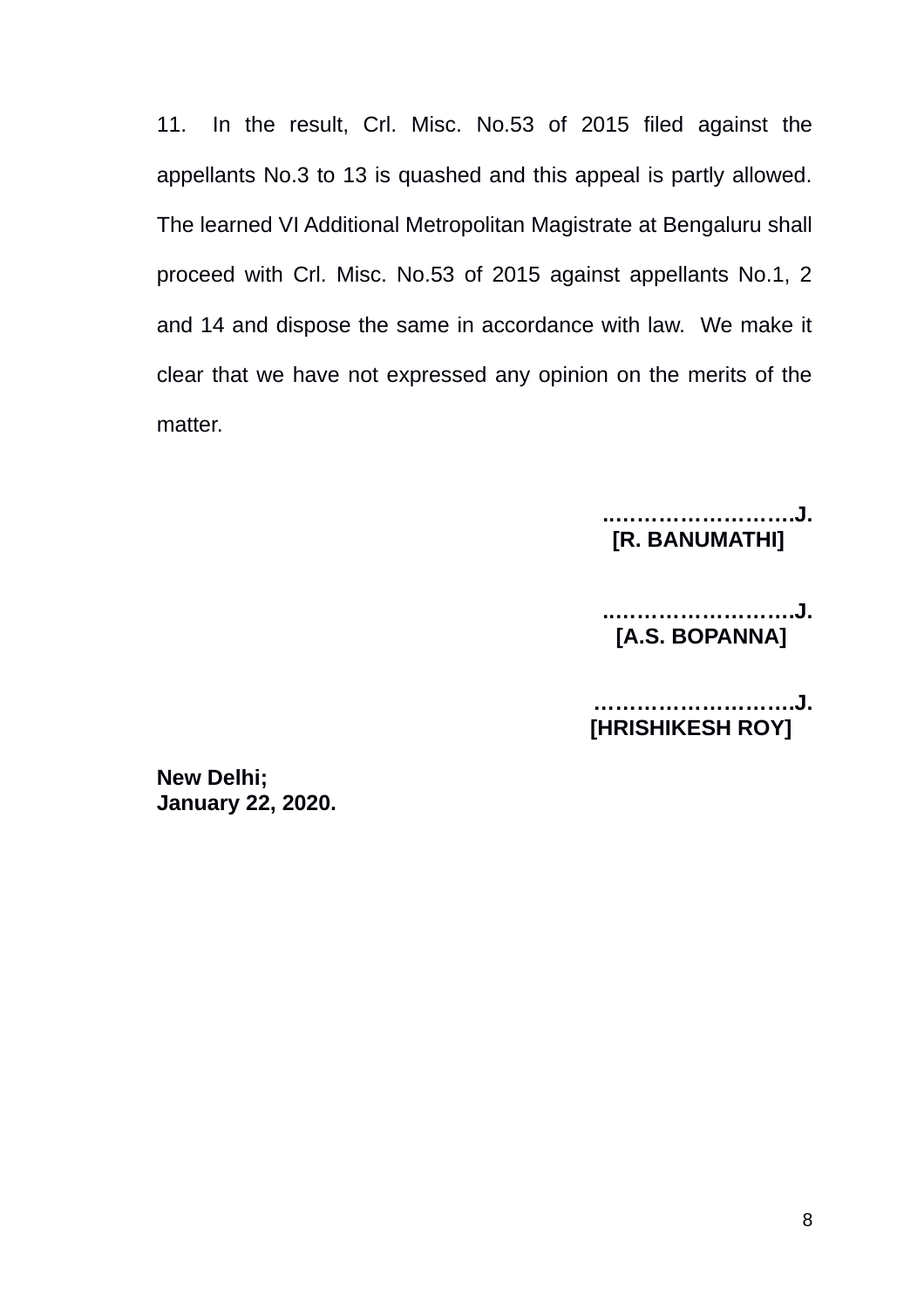11. In the result, Crl. Misc. No.53 of 2015 filed against the appellants No.3 to 13 is quashed and this appeal is partly allowed. The learned VI Additional Metropolitan Magistrate at Bengaluru shall proceed with Crl. Misc. No.53 of 2015 against appellants No.1, 2 and 14 and dispose the same in accordance with law. We make it clear that we have not expressed any opinion on the merits of the matter.

**……………………..J.**
**[R. BANUMATHI]**

**……………………..J.**
**[A.S. BOPANNA]**

**……………………..J.**
**[HRISHIKESH ROY]**

**New Delhi;**
**January 22, 2020.**